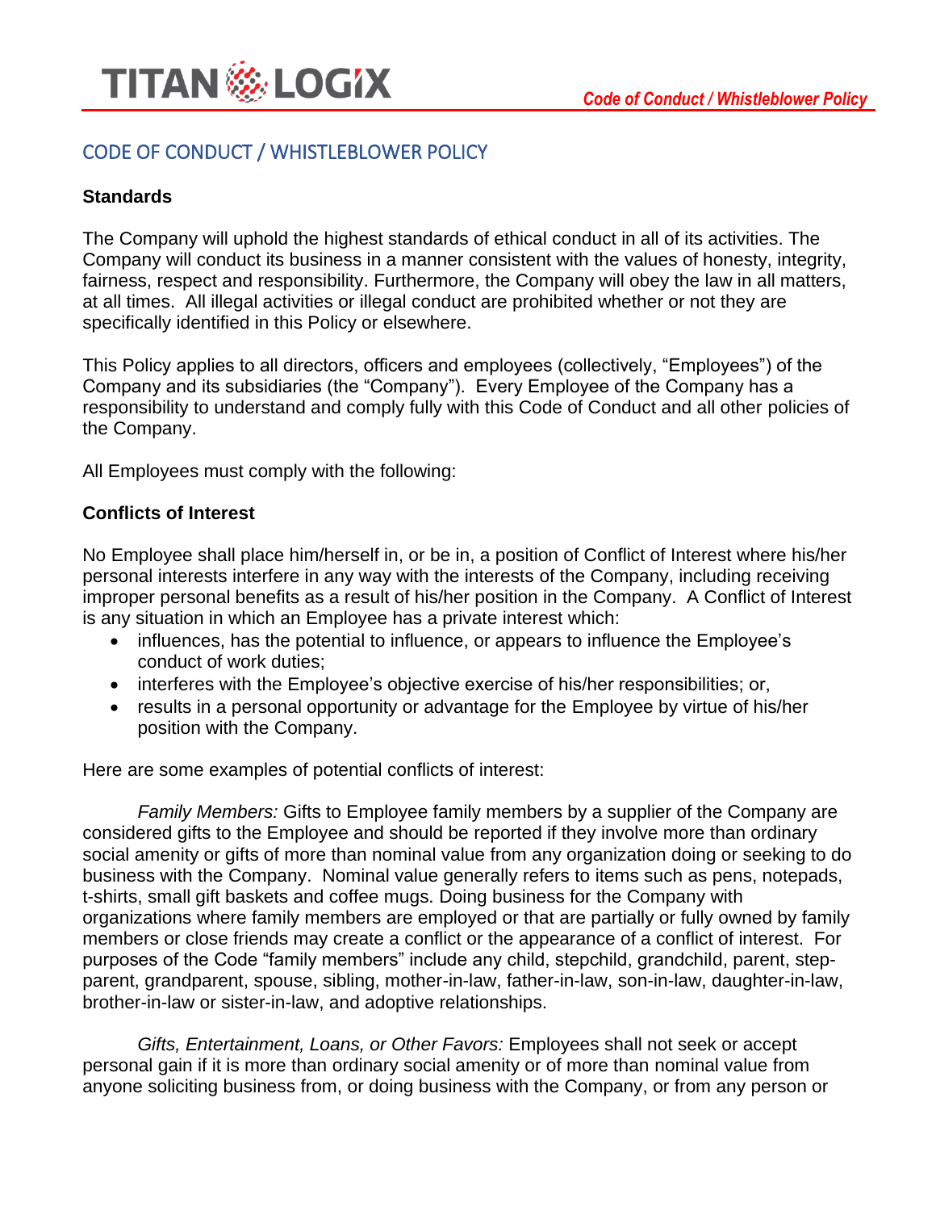# CODE OF CONDUCT / WHISTLEBLOWER POLICY

**Standards**

The Company will uphold the highest standards of ethical conduct in all of its activities. The Company will conduct its business in a manner consistent with the values of honesty, integrity, fairness, respect and responsibility. Furthermore, the Company will obey the law in all matters, at all times. All illegal activities or illegal conduct are prohibited whether or not they are specifically identified in this Policy or elsewhere.

This Policy applies to all directors, officers and employees (collectively, "Employees") of the Company and its subsidiaries (the "Company"). Every Employee of the Company has a responsibility to understand and comply fully with this Code of Conduct and all other policies of the Company.

All Employees must comply with the following:

**Conflicts of Interest**

No Employee shall place him/herself in, or be in, a position of Conflict of Interest where his/her personal interests interfere in any way with the interests of the Company, including receiving improper personal benefits as a result of his/her position in the Company. A Conflict of Interest is any situation in which an Employee has a private interest which:

- influences, has the potential to influence, or appears to influence the Employee's conduct of work duties;
- interferes with the Employee's objective exercise of his/her responsibilities; or,
- results in a personal opportunity or advantage for the Employee by virtue of his/her position with the Company.

Here are some examples of potential conflicts of interest:

*Family Members:* Gifts to Employee family members by a supplier of the Company are considered gifts to the Employee and should be reported if they involve more than ordinary social amenity or gifts of more than nominal value from any organization doing or seeking to do business with the Company. Nominal value generally refers to items such as pens, notepads, t-shirts, small gift baskets and coffee mugs. Doing business for the Company with organizations where family members are employed or that are partially or fully owned by family members or close friends may create a conflict or the appearance of a conflict of interest. For purposes of the Code "family members" include any child, stepchild, grandchild, parent, step-parent, grandparent, spouse, sibling, mother-in-law, father-in-law, son-in-law, daughter-in-law, brother-in-law or sister-in-law, and adoptive relationships.

*Gifts, Entertainment, Loans, or Other Favors:* Employees shall not seek or accept personal gain if it is more than ordinary social amenity or of more than nominal value from anyone soliciting business from, or doing business with the Company, or from any person or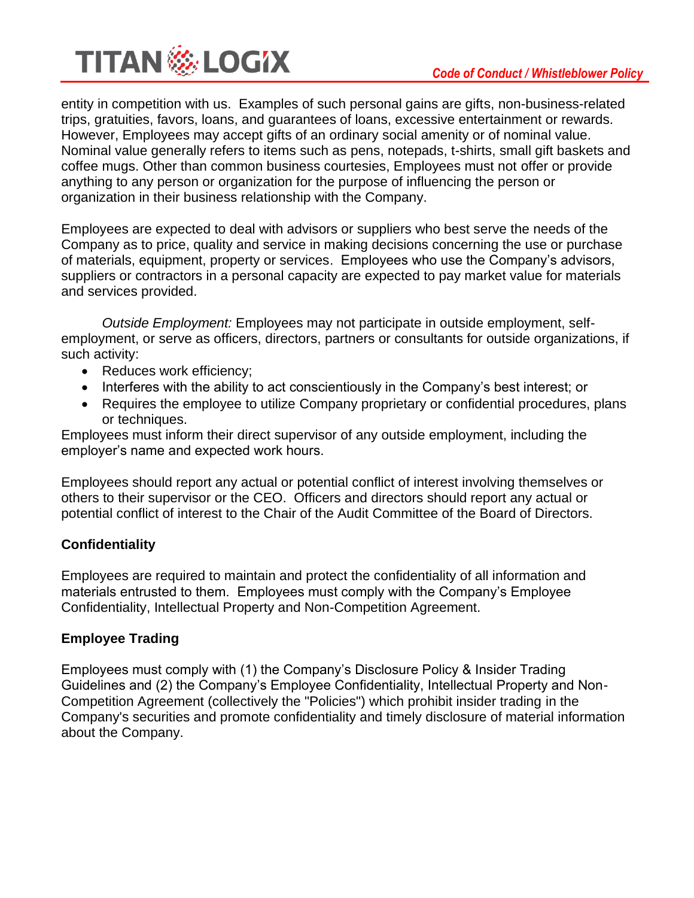entity in competition with us. Examples of such personal gains are gifts, non-business-related trips, gratuities, favors, loans, and guarantees of loans, excessive entertainment or rewards. However, Employees may accept gifts of an ordinary social amenity or of nominal value. Nominal value generally refers to items such as pens, notepads, t-shirts, small gift baskets and coffee mugs. Other than common business courtesies, Employees must not offer or provide anything to any person or organization for the purpose of influencing the person or organization in their business relationship with the Company.

Employees are expected to deal with advisors or suppliers who best serve the needs of the Company as to price, quality and service in making decisions concerning the use or purchase of materials, equipment, property or services. Employees who use the Company's advisors, suppliers or contractors in a personal capacity are expected to pay market value for materials and services provided.

*Outside Employment:* Employees may not participate in outside employment, self-employment, or serve as officers, directors, partners or consultants for outside organizations, if such activity:

- Reduces work efficiency;
- Interferes with the ability to act conscientiously in the Company's best interest; or
- Requires the employee to utilize Company proprietary or confidential procedures, plans or techniques.

Employees must inform their direct supervisor of any outside employment, including the employer's name and expected work hours.

Employees should report any actual or potential conflict of interest involving themselves or others to their supervisor or the CEO. Officers and directors should report any actual or potential conflict of interest to the Chair of the Audit Committee of the Board of Directors.

**Confidentiality**

Employees are required to maintain and protect the confidentiality of all information and materials entrusted to them. Employees must comply with the Company's Employee Confidentiality, Intellectual Property and Non-Competition Agreement.

**Employee Trading**

Employees must comply with (1) the Company's Disclosure Policy & Insider Trading Guidelines and (2) the Company's Employee Confidentiality, Intellectual Property and Non-Competition Agreement (collectively the "Policies") which prohibit insider trading in the Company's securities and promote confidentiality and timely disclosure of material information about the Company.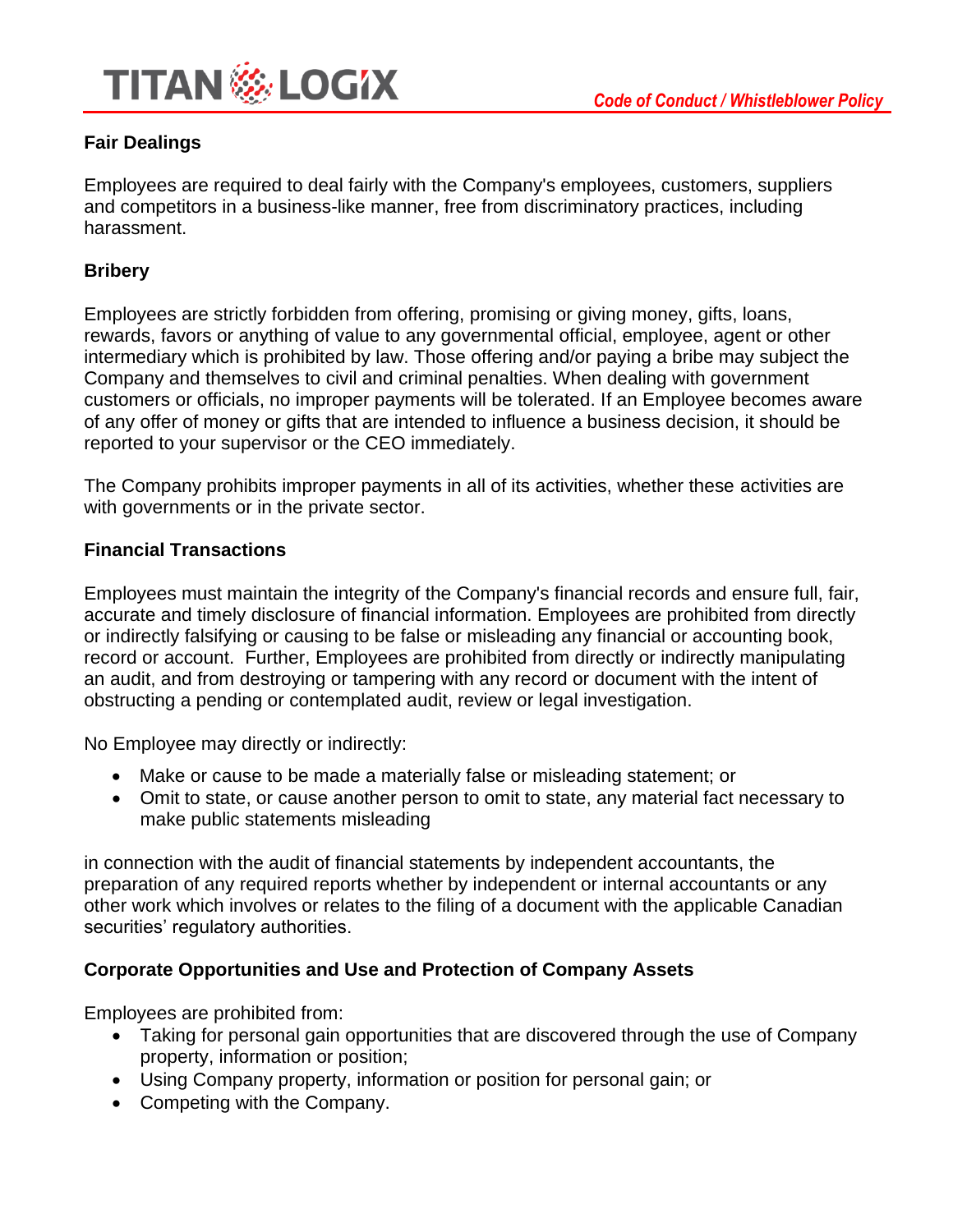**Fair Dealings**

Employees are required to deal fairly with the Company's employees, customers, suppliers and competitors in a business-like manner, free from discriminatory practices, including harassment.

**Bribery**

Employees are strictly forbidden from offering, promising or giving money, gifts, loans, rewards, favors or anything of value to any governmental official, employee, agent or other intermediary which is prohibited by law. Those offering and/or paying a bribe may subject the Company and themselves to civil and criminal penalties. When dealing with government customers or officials, no improper payments will be tolerated. If an Employee becomes aware of any offer of money or gifts that are intended to influence a business decision, it should be reported to your supervisor or the CEO immediately.

The Company prohibits improper payments in all of its activities, whether these activities are with governments or in the private sector.

**Financial Transactions**

Employees must maintain the integrity of the Company's financial records and ensure full, fair, accurate and timely disclosure of financial information. Employees are prohibited from directly or indirectly falsifying or causing to be false or misleading any financial or accounting book, record or account. Further, Employees are prohibited from directly or indirectly manipulating an audit, and from destroying or tampering with any record or document with the intent of obstructing a pending or contemplated audit, review or legal investigation.

No Employee may directly or indirectly:

- Make or cause to be made a materially false or misleading statement; or
- Omit to state, or cause another person to omit to state, any material fact necessary to make public statements misleading

in connection with the audit of financial statements by independent accountants, the preparation of any required reports whether by independent or internal accountants or any other work which involves or relates to the filing of a document with the applicable Canadian securities' regulatory authorities.

**Corporate Opportunities and Use and Protection of Company Assets**

Employees are prohibited from:

- Taking for personal gain opportunities that are discovered through the use of Company property, information or position;
- Using Company property, information or position for personal gain; or
- Competing with the Company.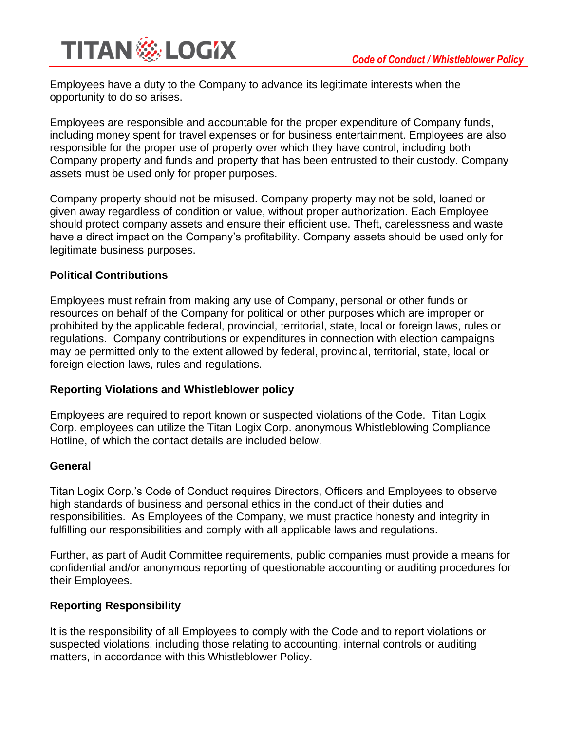Employees have a duty to the Company to advance its legitimate interests when the opportunity to do so arises.

Employees are responsible and accountable for the proper expenditure of Company funds, including money spent for travel expenses or for business entertainment. Employees are also responsible for the proper use of property over which they have control, including both Company property and funds and property that has been entrusted to their custody. Company assets must be used only for proper purposes.

Company property should not be misused. Company property may not be sold, loaned or given away regardless of condition or value, without proper authorization. Each Employee should protect company assets and ensure their efficient use. Theft, carelessness and waste have a direct impact on the Company's profitability. Company assets should be used only for legitimate business purposes.

**Political Contributions**

Employees must refrain from making any use of Company, personal or other funds or resources on behalf of the Company for political or other purposes which are improper or prohibited by the applicable federal, provincial, territorial, state, local or foreign laws, rules or regulations. Company contributions or expenditures in connection with election campaigns may be permitted only to the extent allowed by federal, provincial, territorial, state, local or foreign election laws, rules and regulations.

**Reporting Violations and Whistleblower policy**

Employees are required to report known or suspected violations of the Code. Titan Logix Corp. employees can utilize the Titan Logix Corp. anonymous Whistleblowing Compliance Hotline, of which the contact details are included below.

**General**

Titan Logix Corp.'s Code of Conduct requires Directors, Officers and Employees to observe high standards of business and personal ethics in the conduct of their duties and responsibilities. As Employees of the Company, we must practice honesty and integrity in fulfilling our responsibilities and comply with all applicable laws and regulations.

Further, as part of Audit Committee requirements, public companies must provide a means for confidential and/or anonymous reporting of questionable accounting or auditing procedures for their Employees.

**Reporting Responsibility**

It is the responsibility of all Employees to comply with the Code and to report violations or suspected violations, including those relating to accounting, internal controls or auditing matters, in accordance with this Whistleblower Policy.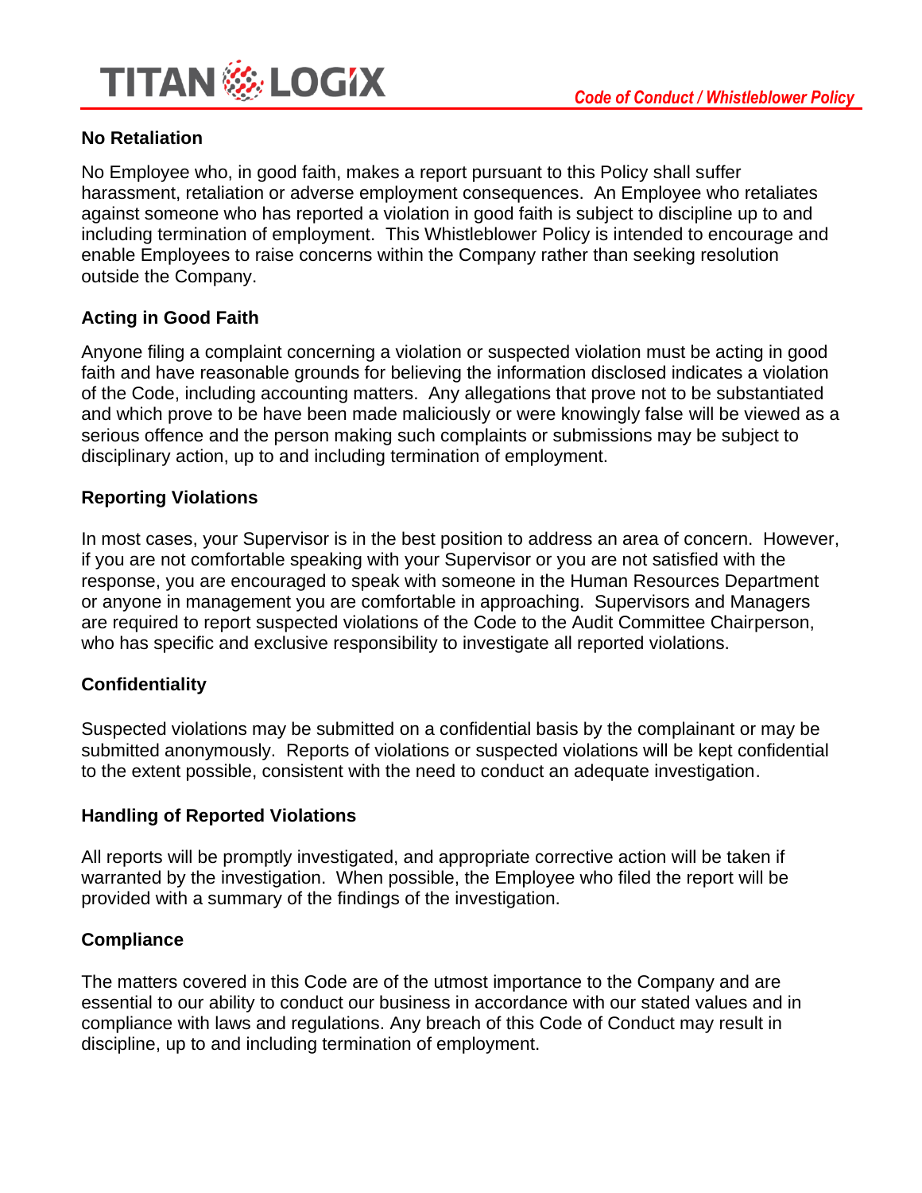## No Retaliation

No Employee who, in good faith, makes a report pursuant to this Policy shall suffer harassment, retaliation or adverse employment consequences. An Employee who retaliates against someone who has reported a violation in good faith is subject to discipline up to and including termination of employment. This Whistleblower Policy is intended to encourage and enable Employees to raise concerns within the Company rather than seeking resolution outside the Company.

## Acting in Good Faith

Anyone filing a complaint concerning a violation or suspected violation must be acting in good faith and have reasonable grounds for believing the information disclosed indicates a violation of the Code, including accounting matters. Any allegations that prove not to be substantiated and which prove to be have been made maliciously or were knowingly false will be viewed as a serious offence and the person making such complaints or submissions may be subject to disciplinary action, up to and including termination of employment.

## Reporting Violations

In most cases, your Supervisor is in the best position to address an area of concern. However, if you are not comfortable speaking with your Supervisor or you are not satisfied with the response, you are encouraged to speak with someone in the Human Resources Department or anyone in management you are comfortable in approaching. Supervisors and Managers are required to report suspected violations of the Code to the Audit Committee Chairperson, who has specific and exclusive responsibility to investigate all reported violations.

## Confidentiality

Suspected violations may be submitted on a confidential basis by the complainant or may be submitted anonymously. Reports of violations or suspected violations will be kept confidential to the extent possible, consistent with the need to conduct an adequate investigation.

## Handling of Reported Violations

All reports will be promptly investigated, and appropriate corrective action will be taken if warranted by the investigation. When possible, the Employee who filed the report will be provided with a summary of the findings of the investigation.

## Compliance

The matters covered in this Code are of the utmost importance to the Company and are essential to our ability to conduct our business in accordance with our stated values and in compliance with laws and regulations. Any breach of this Code of Conduct may result in discipline, up to and including termination of employment.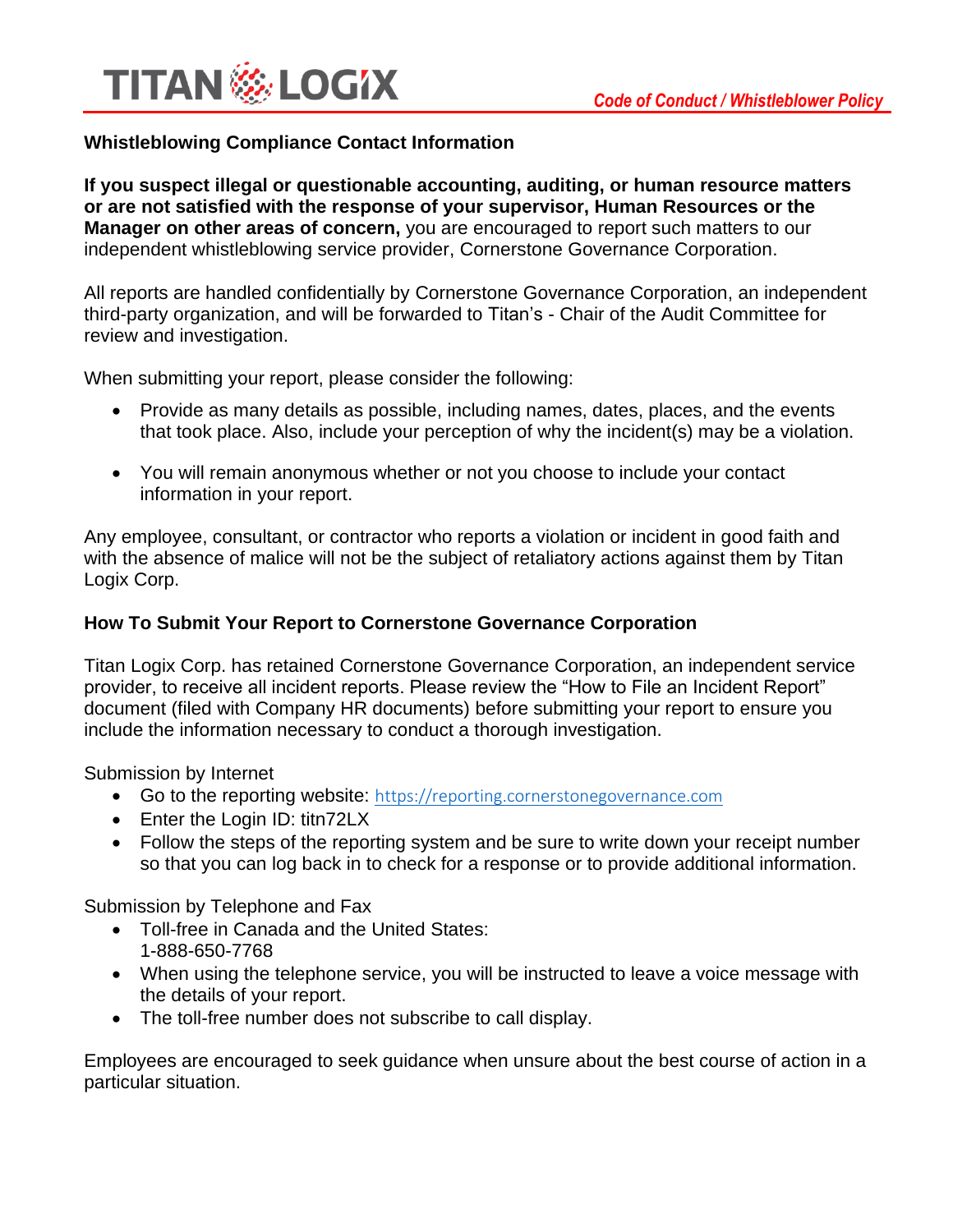## Whistleblowing Compliance Contact Information

**If you suspect illegal or questionable accounting, auditing, or human resource matters or are not satisfied with the response of your supervisor, Human Resources or the Manager on other areas of concern,** you are encouraged to report such matters to our independent whistleblowing service provider, Cornerstone Governance Corporation.

All reports are handled confidentially by Cornerstone Governance Corporation, an independent third-party organization, and will be forwarded to Titan's - Chair of the Audit Committee for review and investigation.

When submitting your report, please consider the following:

- Provide as many details as possible, including names, dates, places, and the events that took place. Also, include your perception of why the incident(s) may be a violation.
- You will remain anonymous whether or not you choose to include your contact information in your report.

Any employee, consultant, or contractor who reports a violation or incident in good faith and with the absence of malice will not be the subject of retaliatory actions against them by Titan Logix Corp.

## How To Submit Your Report to Cornerstone Governance Corporation

Titan Logix Corp. has retained Cornerstone Governance Corporation, an independent service provider, to receive all incident reports. Please review the "How to File an Incident Report" document (filed with Company HR documents) before submitting your report to ensure you include the information necessary to conduct a thorough investigation.

Submission by Internet

- Go to the reporting website: https://reporting.cornerstonegovernance.com
- Enter the Login ID: titn72LX
- Follow the steps of the reporting system and be sure to write down your receipt number so that you can log back in to check for a response or to provide additional information.

Submission by Telephone and Fax

- Toll-free in Canada and the United States: 1-888-650-7768
- When using the telephone service, you will be instructed to leave a voice message with the details of your report.
- The toll-free number does not subscribe to call display.

Employees are encouraged to seek guidance when unsure about the best course of action in a particular situation.